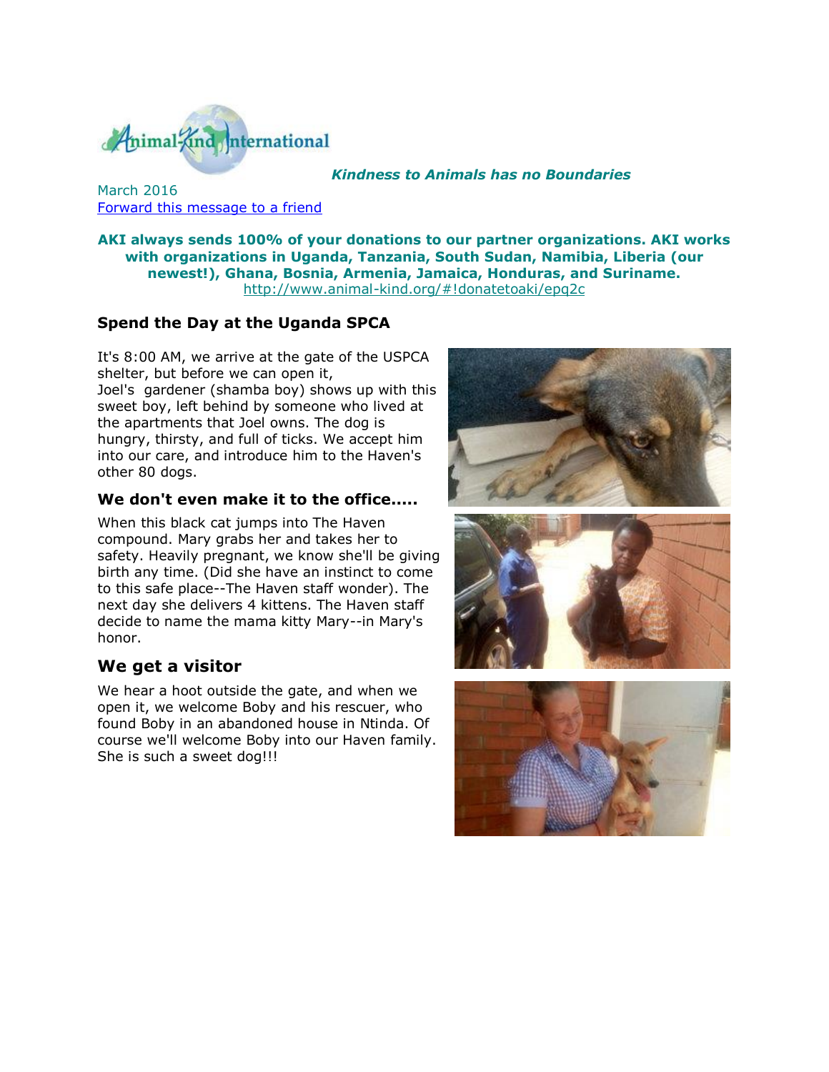Animal-Kind International

***Kindness to Animals has no Boundaries***

March 2016

[Forward this message to a friend]

**AKI always sends 100% of your donations to our partner organizations. AKI works with organizations in Uganda, Tanzania, South Sudan, Namibia, Liberia (our newest!), Ghana, Bosnia, Armenia, Jamaica, Honduras, and Suriname.**

http://www.animal-kind.org/#!donatetoaki/epq2c

## Spend the Day at the Uganda SPCA

It's 8:00 AM, we arrive at the gate of the USPCA shelter, but before we can open it, Joel's gardener (shamba boy) shows up with this sweet boy, left behind by someone who lived at the apartments that Joel owns. The dog is hungry, thirsty, and full of ticks. We accept him into our care, and introduce him to the Haven's other 80 dogs.

### We don't even make it to the office.....

When this black cat jumps into The Haven compound. Mary grabs her and takes her to safety. Heavily pregnant, we know she'll be giving birth any time. (Did she have an instinct to come to this safe place--The Haven staff wonder). The next day she delivers 4 kittens. The Haven staff decide to name the mama kitty Mary--in Mary's honor.

## We get a visitor

We hear a hoot outside the gate, and when we open it, we welcome Boby and his rescuer, who found Boby in an abandoned house in Ntinda. Of course we'll welcome Boby into our Haven family. She is such a sweet dog!!!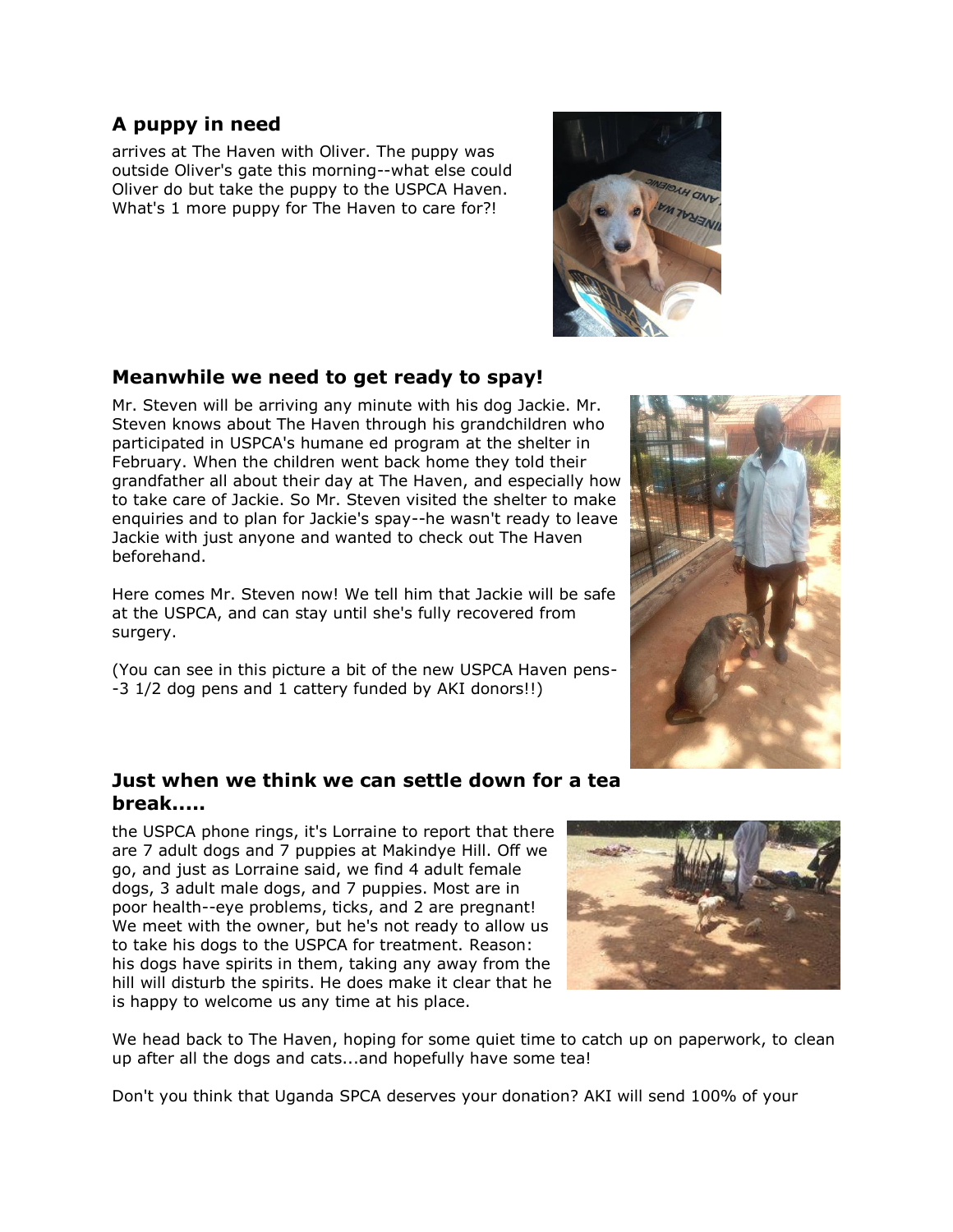## A puppy in need

arrives at The Haven with Oliver. The puppy was outside Oliver's gate this morning--what else could Oliver do but take the puppy to the USPCA Haven. What's 1 more puppy for The Haven to care for?!

## Meanwhile we need to get ready to spay!

Mr. Steven will be arriving any minute with his dog Jackie. Mr. Steven knows about The Haven through his grandchildren who participated in USPCA's humane ed program at the shelter in February. When the children went back home they told their grandfather all about their day at The Haven, and especially how to take care of Jackie. So Mr. Steven visited the shelter to make enquiries and to plan for Jackie's spay--he wasn't ready to leave Jackie with just anyone and wanted to check out The Haven beforehand.

Here comes Mr. Steven now! We tell him that Jackie will be safe at the USPCA, and can stay until she's fully recovered from surgery.

(You can see in this picture a bit of the new USPCA Haven pens--3 1/2 dog pens and 1 cattery funded by AKI donors!!)

## Just when we think we can settle down for a tea break.....

the USPCA phone rings, it's Lorraine to report that there are 7 adult dogs and 7 puppies at Makindye Hill. Off we go, and just as Lorraine said, we find 4 adult female dogs, 3 adult male dogs, and 7 puppies. Most are in poor health--eye problems, ticks, and 2 are pregnant! We meet with the owner, but he's not ready to allow us to take his dogs to the USPCA for treatment. Reason: his dogs have spirits in them, taking any away from the hill will disturb the spirits. He does make it clear that he is happy to welcome us any time at his place.

We head back to The Haven, hoping for some quiet time to catch up on paperwork, to clean up after all the dogs and cats...and hopefully have some tea!

Don't you think that Uganda SPCA deserves your donation? AKI will send 100% of your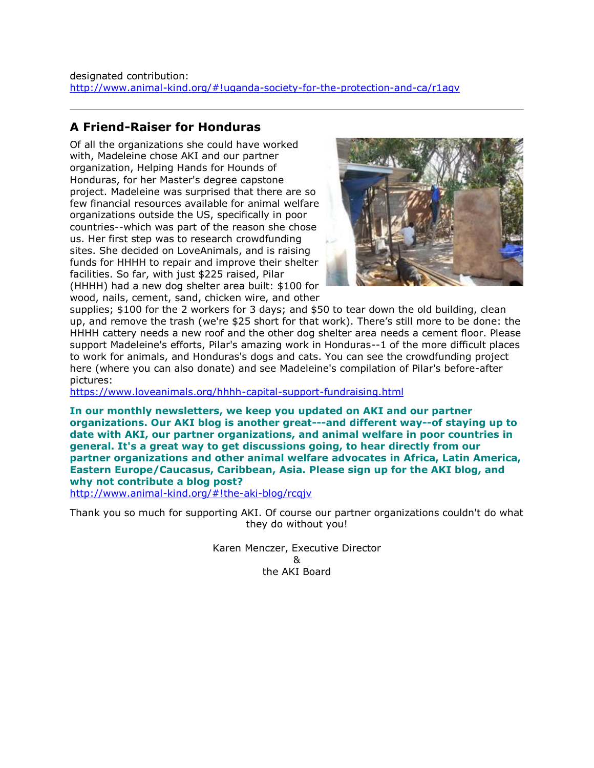designated contribution:
http://www.animal-kind.org/#!uganda-society-for-the-protection-and-ca/r1agv

---

## A Friend-Raiser for Honduras

Of all the organizations she could have worked with, Madeleine chose AKI and our partner organization, Helping Hands for Hounds of Honduras, for her Master's degree capstone project. Madeleine was surprised that there are so few financial resources available for animal welfare organizations outside the US, specifically in poor countries--which was part of the reason she chose us. Her first step was to research crowdfunding sites. She decided on LoveAnimals, and is raising funds for HHHH to repair and improve their shelter facilities. So far, with just $225 raised, Pilar (HHHH) had a new dog shelter area built: $100 for wood, nails, cement, sand, chicken wire, and other supplies; $100 for the 2 workers for 3 days; and $50 to tear down the old building, clean up, and remove the trash (we're $25 short for that work). There's still more to be done: the HHHH cattery needs a new roof and the other dog shelter area needs a cement floor. Please support Madeleine's efforts, Pilar's amazing work in Honduras--1 of the more difficult places to work for animals, and Honduras's dogs and cats. You can see the crowdfunding project here (where you can also donate) and see Madeleine's compilation of Pilar's before-after pictures:
https://www.loveanimals.org/hhhh-capital-support-fundraising.html

**In our monthly newsletters, we keep you updated on AKI and our partner organizations. Our AKI blog is another great---and different way--of staying up to date with AKI, our partner organizations, and animal welfare in poor countries in general. It's a great way to get discussions going, to hear directly from our partner organizations and other animal welfare advocates in Africa, Latin America, Eastern Europe/Caucasus, Caribbean, Asia. Please sign up for the AKI blog, and why not contribute a blog post?**
http://www.animal-kind.org/#!the-aki-blog/rcqjv

Thank you so much for supporting AKI. Of course our partner organizations couldn't do what they do without you!

Karen Menczer, Executive Director
&
the AKI Board